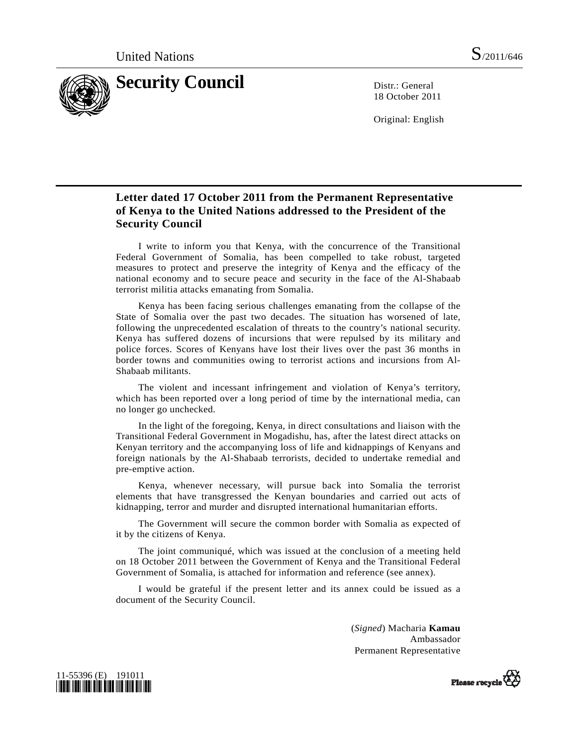United Nations S/2011/646

# Security Council

Distr.: General
18 October 2011

Original: English

## Letter dated 17 October 2011 from the Permanent Representative of Kenya to the United Nations addressed to the President of the Security Council

I write to inform you that Kenya, with the concurrence of the Transitional Federal Government of Somalia, has been compelled to take robust, targeted measures to protect and preserve the integrity of Kenya and the efficacy of the national economy and to secure peace and security in the face of the Al-Shabaab terrorist militia attacks emanating from Somalia.

Kenya has been facing serious challenges emanating from the collapse of the State of Somalia over the past two decades. The situation has worsened of late, following the unprecedented escalation of threats to the country's national security. Kenya has suffered dozens of incursions that were repulsed by its military and police forces. Scores of Kenyans have lost their lives over the past 36 months in border towns and communities owing to terrorist actions and incursions from Al-Shabaab militants.

The violent and incessant infringement and violation of Kenya's territory, which has been reported over a long period of time by the international media, can no longer go unchecked.

In the light of the foregoing, Kenya, in direct consultations and liaison with the Transitional Federal Government in Mogadishu, has, after the latest direct attacks on Kenyan territory and the accompanying loss of life and kidnappings of Kenyans and foreign nationals by the Al-Shabaab terrorists, decided to undertake remedial and pre-emptive action.

Kenya, whenever necessary, will pursue back into Somalia the terrorist elements that have transgressed the Kenyan boundaries and carried out acts of kidnapping, terror and murder and disrupted international humanitarian efforts.

The Government will secure the common border with Somalia as expected of it by the citizens of Kenya.

The joint communiqué, which was issued at the conclusion of a meeting held on 18 October 2011 between the Government of Kenya and the Transitional Federal Government of Somalia, is attached for information and reference (see annex).

I would be grateful if the present letter and its annex could be issued as a document of the Security Council.

(*Signed*) Macharia **Kamau**
Ambassador
Permanent Representative

11-55396 (E) 191011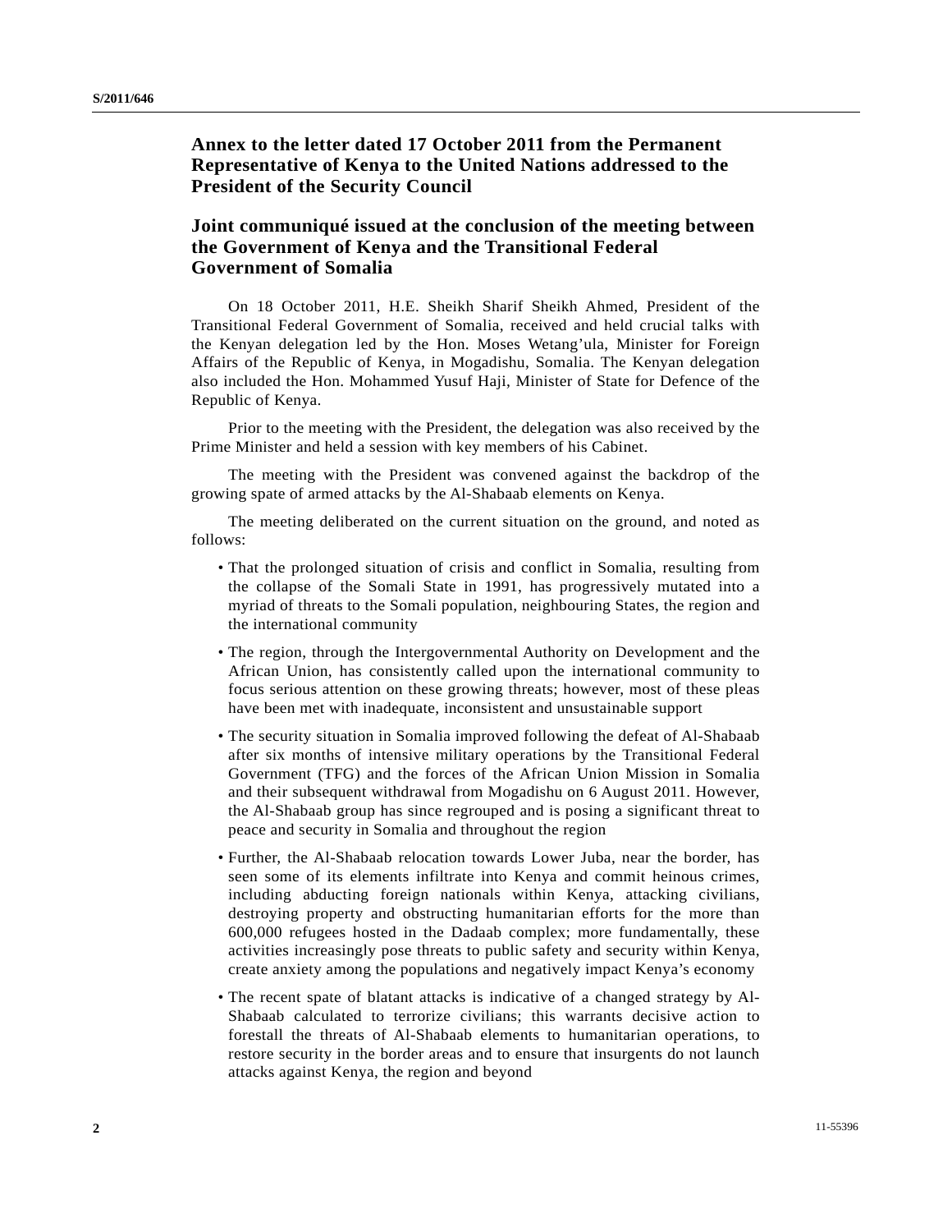## Annex to the letter dated 17 October 2011 from the Permanent Representative of Kenya to the United Nations addressed to the President of the Security Council

## Joint communiqué issued at the conclusion of the meeting between the Government of Kenya and the Transitional Federal Government of Somalia

On 18 October 2011, H.E. Sheikh Sharif Sheikh Ahmed, President of the Transitional Federal Government of Somalia, received and held crucial talks with the Kenyan delegation led by the Hon. Moses Wetang'ula, Minister for Foreign Affairs of the Republic of Kenya, in Mogadishu, Somalia. The Kenyan delegation also included the Hon. Mohammed Yusuf Haji, Minister of State for Defence of the Republic of Kenya.

Prior to the meeting with the President, the delegation was also received by the Prime Minister and held a session with key members of his Cabinet.

The meeting with the President was convened against the backdrop of the growing spate of armed attacks by the Al-Shabaab elements on Kenya.

The meeting deliberated on the current situation on the ground, and noted as follows:

- That the prolonged situation of crisis and conflict in Somalia, resulting from the collapse of the Somali State in 1991, has progressively mutated into a myriad of threats to the Somali population, neighbouring States, the region and the international community
- The region, through the Intergovernmental Authority on Development and the African Union, has consistently called upon the international community to focus serious attention on these growing threats; however, most of these pleas have been met with inadequate, inconsistent and unsustainable support
- The security situation in Somalia improved following the defeat of Al-Shabaab after six months of intensive military operations by the Transitional Federal Government (TFG) and the forces of the African Union Mission in Somalia and their subsequent withdrawal from Mogadishu on 6 August 2011. However, the Al-Shabaab group has since regrouped and is posing a significant threat to peace and security in Somalia and throughout the region
- Further, the Al-Shabaab relocation towards Lower Juba, near the border, has seen some of its elements infiltrate into Kenya and commit heinous crimes, including abducting foreign nationals within Kenya, attacking civilians, destroying property and obstructing humanitarian efforts for the more than 600,000 refugees hosted in the Dadaab complex; more fundamentally, these activities increasingly pose threats to public safety and security within Kenya, create anxiety among the populations and negatively impact Kenya's economy
- The recent spate of blatant attacks is indicative of a changed strategy by Al-Shabaab calculated to terrorize civilians; this warrants decisive action to forestall the threats of Al-Shabaab elements to humanitarian operations, to restore security in the border areas and to ensure that insurgents do not launch attacks against Kenya, the region and beyond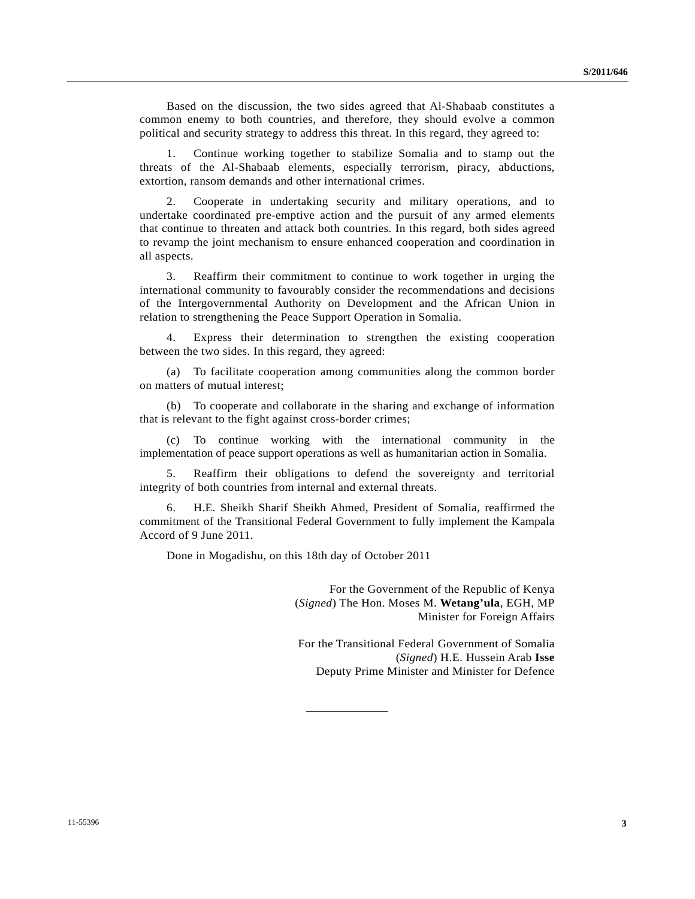Based on the discussion, the two sides agreed that Al-Shabaab constitutes a common enemy to both countries, and therefore, they should evolve a common political and security strategy to address this threat. In this regard, they agreed to:

1. Continue working together to stabilize Somalia and to stamp out the threats of the Al-Shabaab elements, especially terrorism, piracy, abductions, extortion, ransom demands and other international crimes.

2. Cooperate in undertaking security and military operations, and to undertake coordinated pre-emptive action and the pursuit of any armed elements that continue to threaten and attack both countries. In this regard, both sides agreed to revamp the joint mechanism to ensure enhanced cooperation and coordination in all aspects.

3. Reaffirm their commitment to continue to work together in urging the international community to favourably consider the recommendations and decisions of the Intergovernmental Authority on Development and the African Union in relation to strengthening the Peace Support Operation in Somalia.

4. Express their determination to strengthen the existing cooperation between the two sides. In this regard, they agreed:

(a) To facilitate cooperation among communities along the common border on matters of mutual interest;

(b) To cooperate and collaborate in the sharing and exchange of information that is relevant to the fight against cross-border crimes;

(c) To continue working with the international community in the implementation of peace support operations as well as humanitarian action in Somalia.

5. Reaffirm their obligations to defend the sovereignty and territorial integrity of both countries from internal and external threats.

6. H.E. Sheikh Sharif Sheikh Ahmed, President of Somalia, reaffirmed the commitment of the Transitional Federal Government to fully implement the Kampala Accord of 9 June 2011.

Done in Mogadishu, on this 18th day of October 2011

For the Government of the Republic of Kenya
(*Signed*) The Hon. Moses M. **Wetang'ula**, EGH, MP
Minister for Foreign Affairs

For the Transitional Federal Government of Somalia
(*Signed*) H.E. Hussein Arab **Isse**
Deputy Prime Minister and Minister for Defence